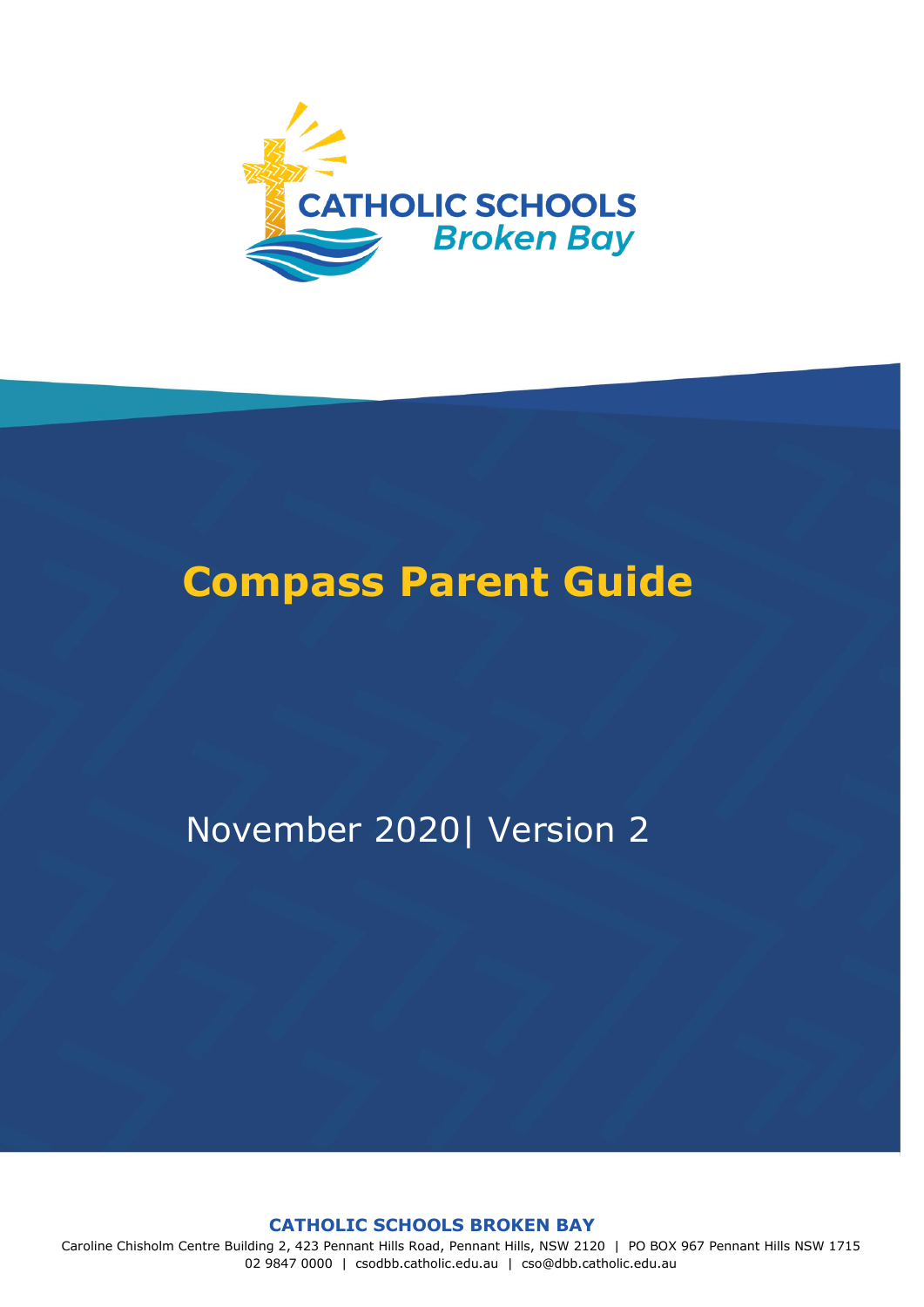CATHOLIC SCHOOLS
Broken Bay

# Compass Parent Guide

November 2020| Version 2

**CATHOLIC SCHOOLS BROKEN BAY**

Caroline Chisholm Centre Building 2, 423 Pennant Hills Road, Pennant Hills, NSW 2120 | PO BOX 967 Pennant Hills NSW 1715
02 9847 0000 | csodbb.catholic.edu.au | cso@dbb.catholic.edu.au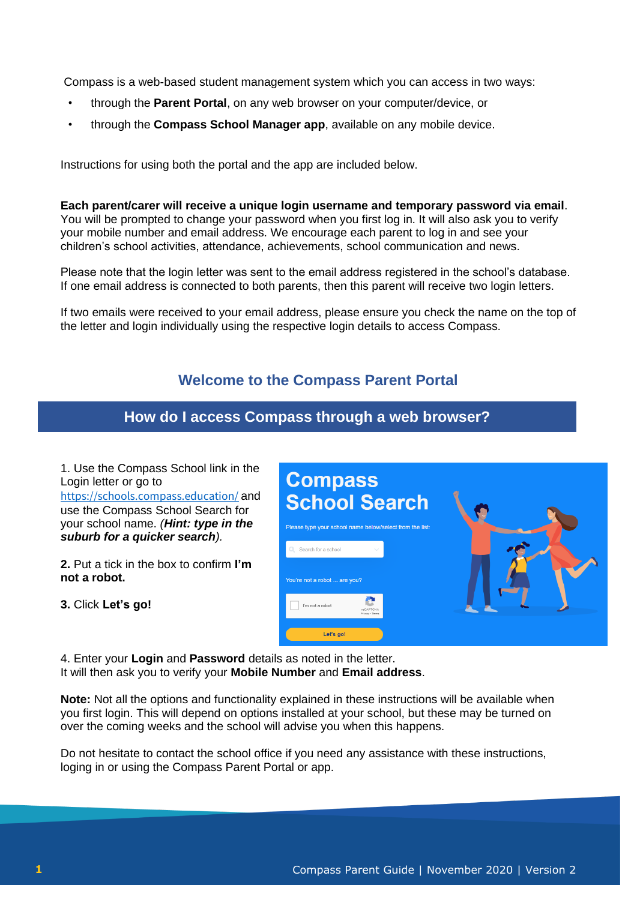Compass is a web-based student management system which you can access in two ways:

- through the **Parent Portal**, on any web browser on your computer/device, or
- through the **Compass School Manager app**, available on any mobile device.

Instructions for using both the portal and the app are included below.

**Each parent/carer will receive a unique login username and temporary password via email**. You will be prompted to change your password when you first log in. It will also ask you to verify your mobile number and email address. We encourage each parent to log in and see your children's school activities, attendance, achievements, school communication and news.

Please note that the login letter was sent to the email address registered in the school's database. If one email address is connected to both parents, then this parent will receive two login letters.

If two emails were received to your email address, please ensure you check the name on the top of the letter and login individually using the respective login details to access Compass.

## Welcome to the Compass Parent Portal

## How do I access Compass through a web browser?

1. Use the Compass School link in the Login letter or go to https://schools.compass.education/ and use the Compass School Search for your school name. *(**Hint: type in the suburb for a quicker search**).*

**2.** Put a tick in the box to confirm **I'm not a robot.**

**3.** Click **Let's go!**

4. Enter your **Login** and **Password** details as noted in the letter.
It will then ask you to verify your **Mobile Number** and **Email address**.

**Note:** Not all the options and functionality explained in these instructions will be available when you first login. This will depend on options installed at your school, but these may be turned on over the coming weeks and the school will advise you when this happens.

Do not hesitate to contact the school office if you need any assistance with these instructions, loging in or using the Compass Parent Portal or app.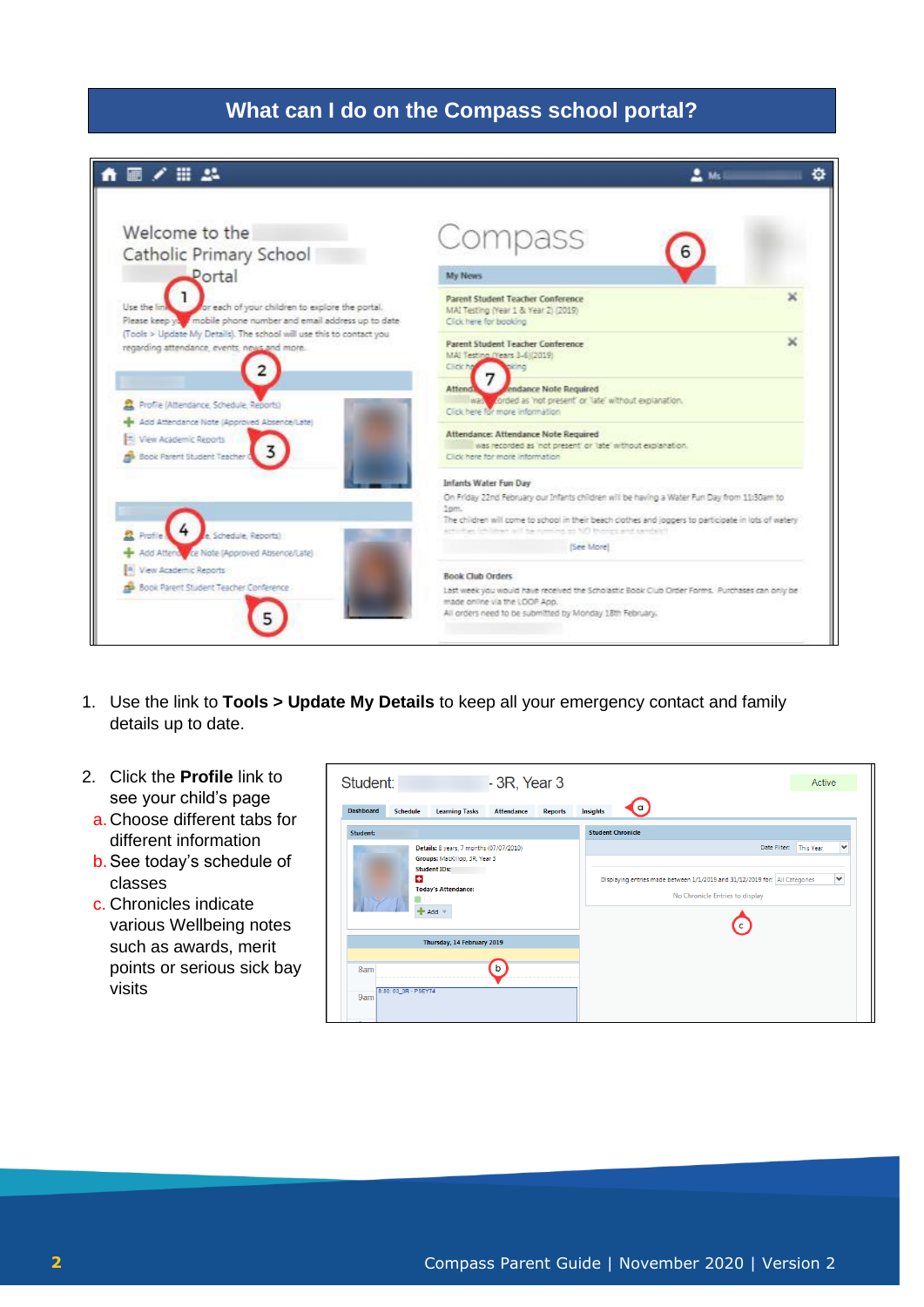# What can I do on the Compass school portal?

1. Use the link to **Tools > Update My Details** to keep all your emergency contact and family details up to date.

2. Click the **Profile** link to see your child's page
   a. Choose different tabs for different information
   b. See today's schedule of classes
   c. Chronicles indicate various Wellbeing notes such as awards, merit points or serious sick bay visits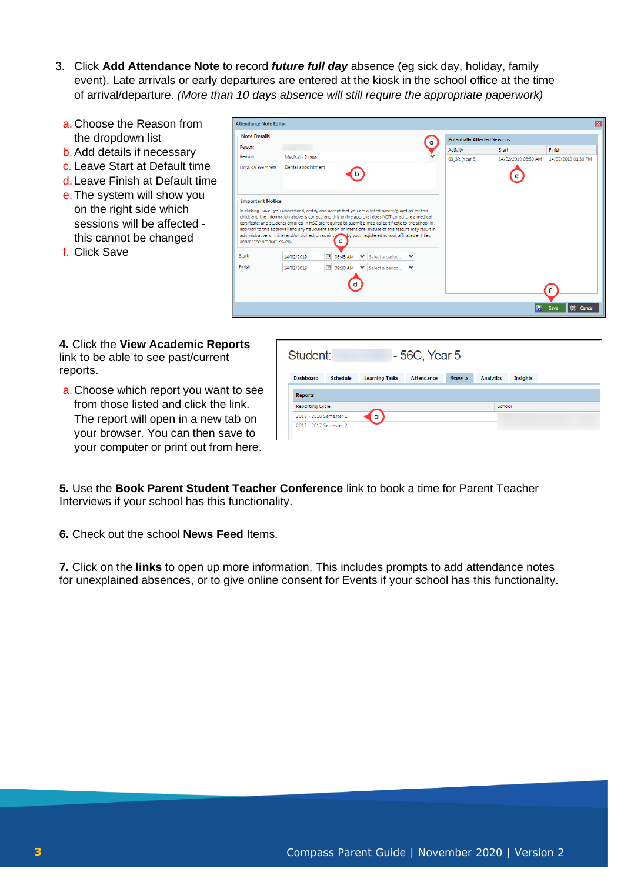3. Click **Add Attendance Note** to record ***future full day*** absence (eg sick day, holiday, family event). Late arrivals or early departures are entered at the kiosk in the school office at the time of arrival/departure. *(More than 10 days absence will still require the appropriate paperwork)*

   a. Choose the Reason from the dropdown list
   b. Add details if necessary
   c. Leave Start at Default time
   d. Leave Finish at Default time
   e. The system will show you on the right side which sessions will be affected - this cannot be changed
   f. Click Save

**4.** Click the **View Academic Reports** link to be able to see past/current reports.

   a. Choose which report you want to see from those listed and click the link. The report will open in a new tab on your browser. You can then save to your computer or print out from here.

**5.** Use the **Book Parent Student Teacher Conference** link to book a time for Parent Teacher Interviews if your school has this functionality.

**6.** Check out the school **News Feed** Items.

**7.** Click on the **links** to open up more information. This includes prompts to add attendance notes for unexplained absences, or to give online consent for Events if your school has this functionality.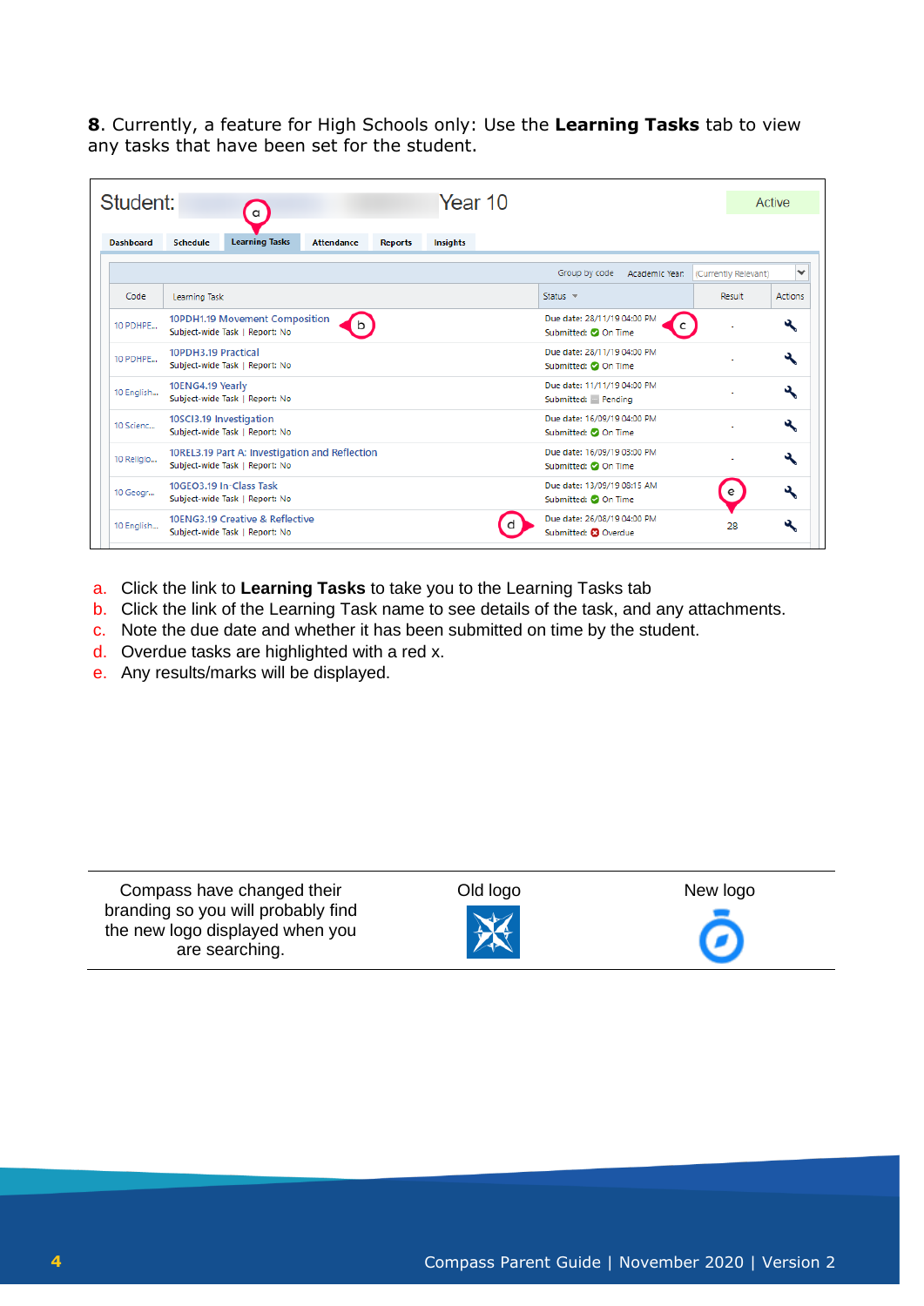**8**. Currently, a feature for High Schools only: Use the **Learning Tasks** tab to view any tasks that have been set for the student.

a. Click the link to **Learning Tasks** to take you to the Learning Tasks tab
b. Click the link of the Learning Task name to see details of the task, and any attachments.
c. Note the due date and whether it has been submitted on time by the student.
d. Overdue tasks are highlighted with a red x.
e. Any results/marks will be displayed.

| Compass have changed their branding so you will probably find the new logo displayed when you are searching. | Old logo | New logo |
|---|---|---|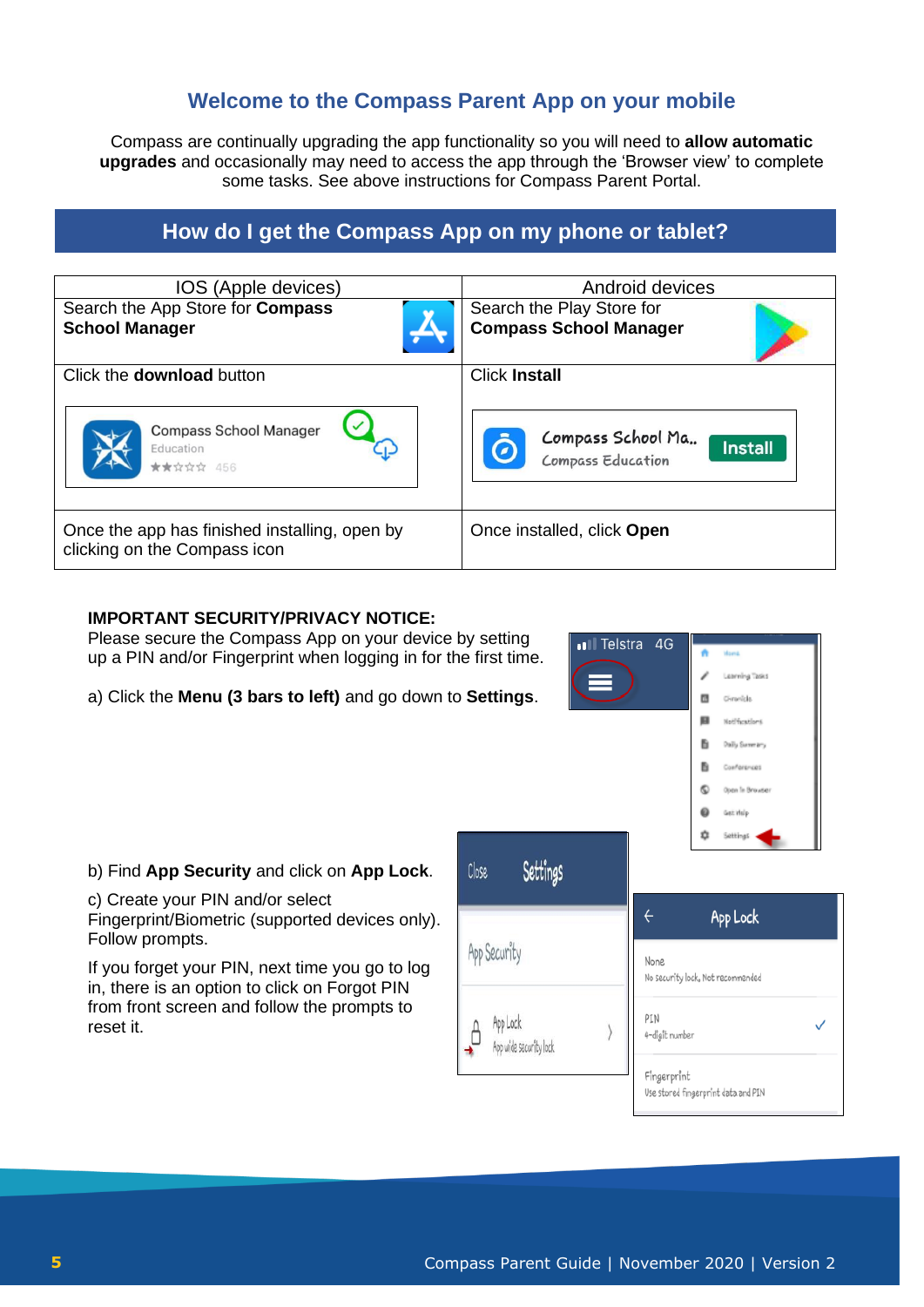## Welcome to the Compass Parent App on your mobile

Compass are continually upgrading the app functionality so you will need to **allow automatic upgrades** and occasionally may need to access the app through the 'Browser view' to complete some tasks. See above instructions for Compass Parent Portal.

## How do I get the Compass App on my phone or tablet?

| IOS (Apple devices) | Android devices |
|---|---|
| Search the App Store for **Compass School Manager** | Search the Play Store for **Compass School Manager** |
| Click the **download** button | Click **Install** |
| Once the app has finished installing, open by clicking on the Compass icon | Once installed, click **Open** |

**IMPORTANT SECURITY/PRIVACY NOTICE:**
Please secure the Compass App on your device by setting up a PIN and/or Fingerprint when logging in for the first time.

a) Click the **Menu (3 bars to left)** and go down to **Settings**.

b) Find **App Security** and click on **App Lock**.

c) Create your PIN and/or select Fingerprint/Biometric (supported devices only). Follow prompts.

If you forget your PIN, next time you go to log in, there is an option to click on Forgot PIN from front screen and follow the prompts to reset it.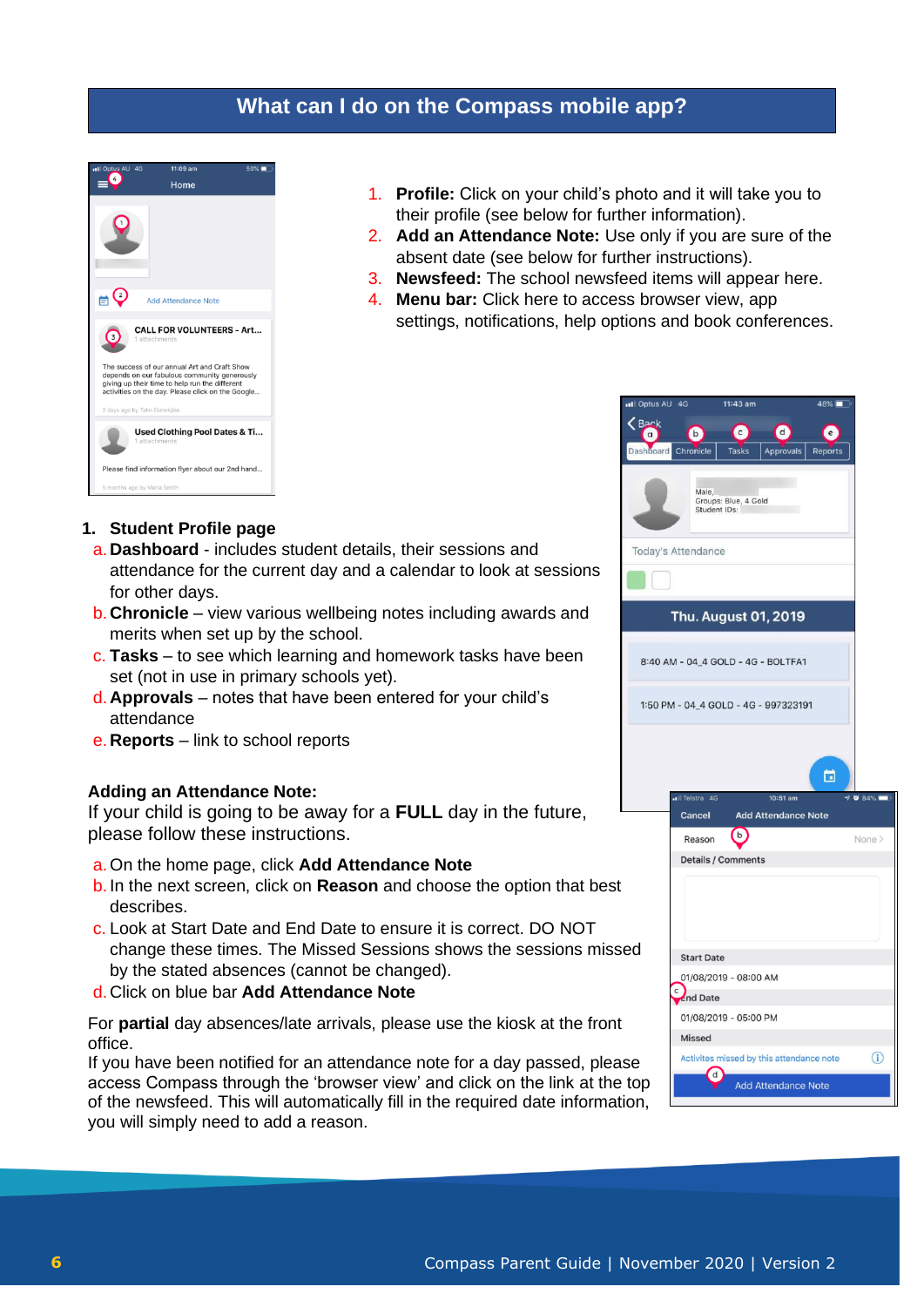# What can I do on the Compass mobile app?

1. **Profile:** Click on your child's photo and it will take you to their profile (see below for further information).
2. **Add an Attendance Note:** Use only if you are sure of the absent date (see below for further instructions).
3. **Newsfeed:** The school newsfeed items will appear here.
4. **Menu bar:** Click here to access browser view, app settings, notifications, help options and book conferences.

1. **Student Profile page**
   a. **Dashboard** - includes student details, their sessions and attendance for the current day and a calendar to look at sessions for other days.
   b. **Chronicle** – view various wellbeing notes including awards and merits when set up by the school.
   c. **Tasks** – to see which learning and homework tasks have been set (not in use in primary schools yet).
   d. **Approvals** – notes that have been entered for your child's attendance
   e. **Reports** – link to school reports

**Adding an Attendance Note:**
If your child is going to be away for a **FULL** day in the future, please follow these instructions.

a. On the home page, click **Add Attendance Note**
b. In the next screen, click on **Reason** and choose the option that best describes.
c. Look at Start Date and End Date to ensure it is correct. DO NOT change these times. The Missed Sessions shows the sessions missed by the stated absences (cannot be changed).
d. Click on blue bar **Add Attendance Note**

For **partial** day absences/late arrivals, please use the kiosk at the front office.
If you have been notified for an attendance note for a day passed, please access Compass through the 'browser view' and click on the link at the top of the newsfeed. This will automatically fill in the required date information, you will simply need to add a reason.